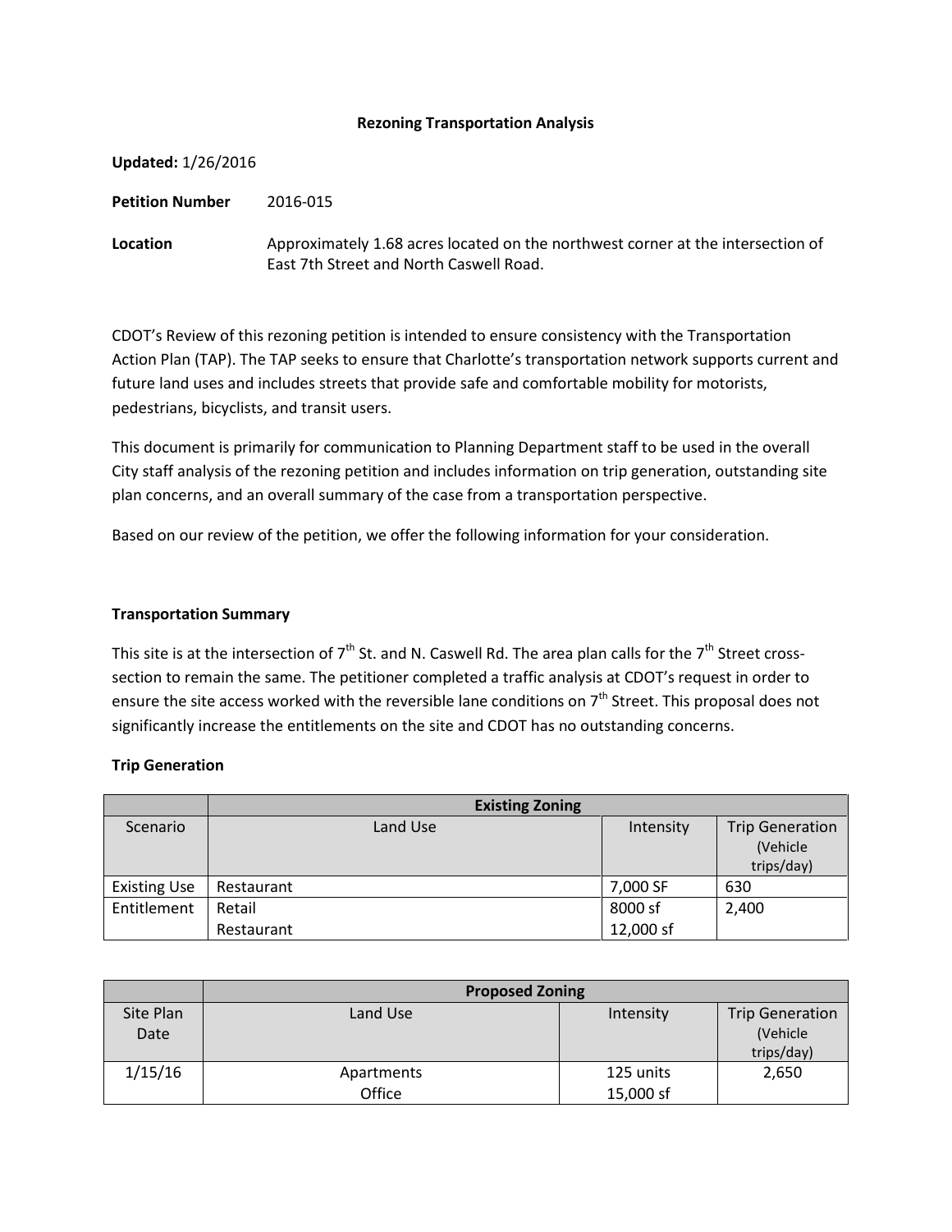**Rezoning Transportation Analysis**

**Updated:** 1/26/2016

**Petition Number** 2016-015

**Location** Approximately 1.68 acres located on the northwest corner at the intersection of East 7th Street and North Caswell Road.

CDOT's Review of this rezoning petition is intended to ensure consistency with the Transportation Action Plan (TAP). The TAP seeks to ensure that Charlotte's transportation network supports current and future land uses and includes streets that provide safe and comfortable mobility for motorists, pedestrians, bicyclists, and transit users.

This document is primarily for communication to Planning Department staff to be used in the overall City staff analysis of the rezoning petition and includes information on trip generation, outstanding site plan concerns, and an overall summary of the case from a transportation perspective.

Based on our review of the petition, we offer the following information for your consideration.

**Transportation Summary**

This site is at the intersection of 7th St. and N. Caswell Rd. The area plan calls for the 7th Street cross-section to remain the same. The petitioner completed a traffic analysis at CDOT's request in order to ensure the site access worked with the reversible lane conditions on 7th Street. This proposal does not significantly increase the entitlements on the site and CDOT has no outstanding concerns.

**Trip Generation**

| | **Existing Zoning** | | |
|---|---|---|---|
| Scenario | Land Use | Intensity | Trip Generation (Vehicle trips/day) |
| Existing Use | Restaurant | 7,000 SF | 630 |
| Entitlement | Retail<br>Restaurant | 8000 sf<br>12,000 sf | 2,400 |

| | **Proposed Zoning** | | |
|---|---|---|---|
| Site Plan Date | Land Use | Intensity | Trip Generation (Vehicle trips/day) |
| 1/15/16 | Apartments<br>Office | 125 units<br>15,000 sf | 2,650 |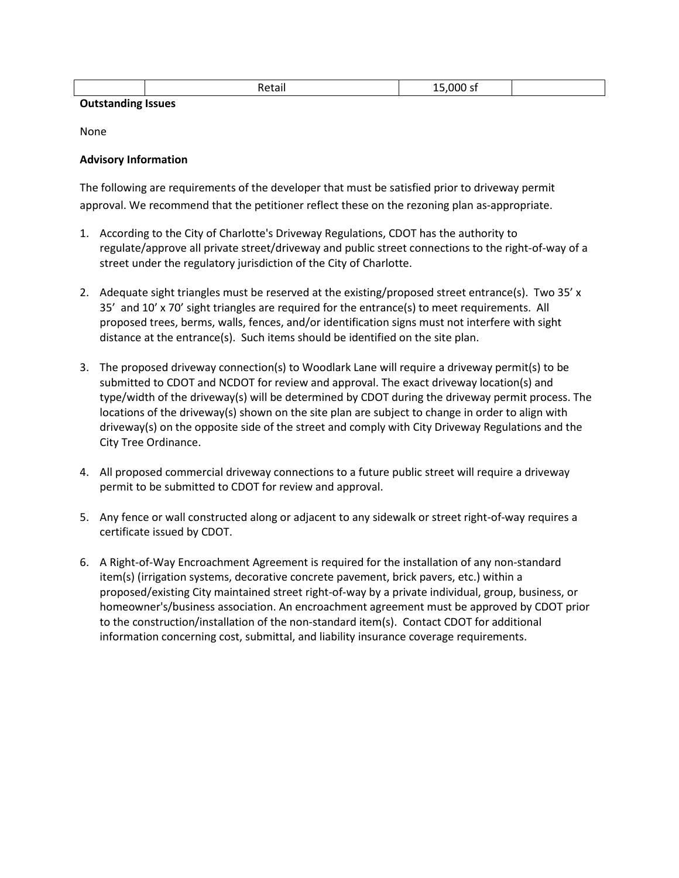| | | | |
|---|---|---|---|
| | Retail | 15,000 sf | |

**Outstanding Issues**

None

**Advisory Information**

The following are requirements of the developer that must be satisfied prior to driveway permit approval. We recommend that the petitioner reflect these on the rezoning plan as-appropriate.

1. According to the City of Charlotte's Driveway Regulations, CDOT has the authority to regulate/approve all private street/driveway and public street connections to the right-of-way of a street under the regulatory jurisdiction of the City of Charlotte.

2. Adequate sight triangles must be reserved at the existing/proposed street entrance(s). Two 35' x 35' and 10' x 70' sight triangles are required for the entrance(s) to meet requirements. All proposed trees, berms, walls, fences, and/or identification signs must not interfere with sight distance at the entrance(s). Such items should be identified on the site plan.

3. The proposed driveway connection(s) to Woodlark Lane will require a driveway permit(s) to be submitted to CDOT and NCDOT for review and approval. The exact driveway location(s) and type/width of the driveway(s) will be determined by CDOT during the driveway permit process. The locations of the driveway(s) shown on the site plan are subject to change in order to align with driveway(s) on the opposite side of the street and comply with City Driveway Regulations and the City Tree Ordinance.

4. All proposed commercial driveway connections to a future public street will require a driveway permit to be submitted to CDOT for review and approval.

5. Any fence or wall constructed along or adjacent to any sidewalk or street right-of-way requires a certificate issued by CDOT.

6. A Right-of-Way Encroachment Agreement is required for the installation of any non-standard item(s) (irrigation systems, decorative concrete pavement, brick pavers, etc.) within a proposed/existing City maintained street right-of-way by a private individual, group, business, or homeowner's/business association. An encroachment agreement must be approved by CDOT prior to the construction/installation of the non-standard item(s). Contact CDOT for additional information concerning cost, submittal, and liability insurance coverage requirements.